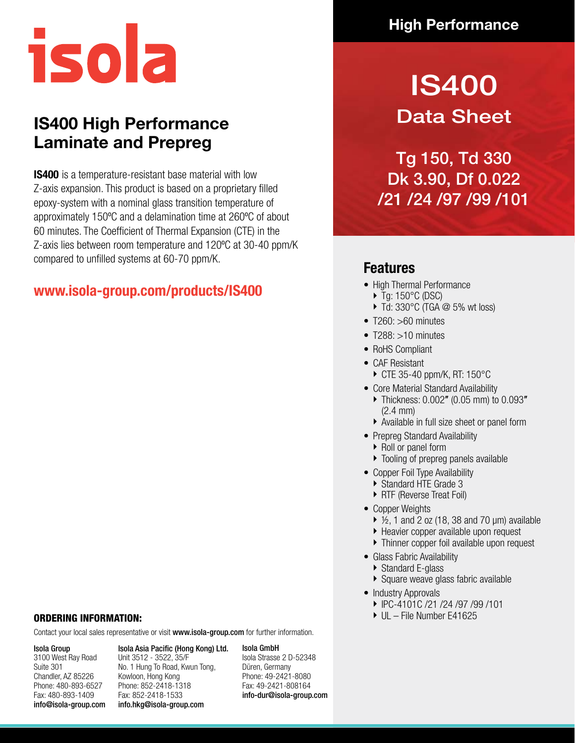isola

# IS400 High Performance Laminate and Prepreg

**IS400** is a temperature-resistant base material with low Z-axis expansion. This product is based on a proprietary filled epoxy-system with a nominal glass transition temperature of approximately 150ºC and a delamination time at 260ºC of about 60 minutes. The Coefficient of Thermal Expansion (CTE) in the Z-axis lies between room temperature and 120ºC at 30-40 ppm/K compared to unfilled systems at 60-70 ppm/K.

**www.isola-group.com/products/IS400**

High Performance

# IS400 Data Sheet

Tg 150, Td 330
Dk 3.90, Df 0.022
/21 /24 /97 /99 /101

## Features

- High Thermal Performance
  - Tg: 150°C (DSC)
  - Td: 330°C (TGA @ 5% wt loss)
- T260: >60 minutes
- T288: >10 minutes
- RoHS Compliant
- CAF Resistant
  - CTE 35-40 ppm/K, RT: 150°C
- Core Material Standard Availability
  - Thickness: 0.002″ (0.05 mm) to 0.093″ (2.4 mm)
  - Available in full size sheet or panel form
- Prepreg Standard Availability
  - Roll or panel form
  - Tooling of prepreg panels available
- Copper Foil Type Availability
  - Standard HTE Grade 3
  - RTF (Reverse Treat Foil)
- Copper Weights
  - ½, 1 and 2 oz (18, 38 and 70 μm) available
  - Heavier copper available upon request
  - Thinner copper foil available upon request
- Glass Fabric Availability
  - Standard E-glass
  - Square weave glass fabric available
- Industry Approvals
  - IPC-4101C /21 /24 /97 /99 /101
  - UL – File Number E41625

## ORDERING INFORMATION:

Contact your local sales representative or visit **www.isola-group.com** for further information.

**Isola Group**
3100 West Ray Road
Suite 301
Chandler, AZ 85226
Phone: 480-893-6527
Fax: 480-893-1409
**info@isola-group.com**

**Isola Asia Pacific (Hong Kong) Ltd.**
Unit 3512 - 3522, 35/F
No. 1 Hung To Road, Kwun Tong,
Kowloon, Hong Kong
Phone: 852-2418-1318
Fax: 852-2418-1533
**info.hkg@isola-group.com**

**Isola GmbH**
Isola Strasse 2 D-52348
Düren, Germany
Phone: 49-2421-8080
Fax: 49-2421-808164
**info-dur@isola-group.com**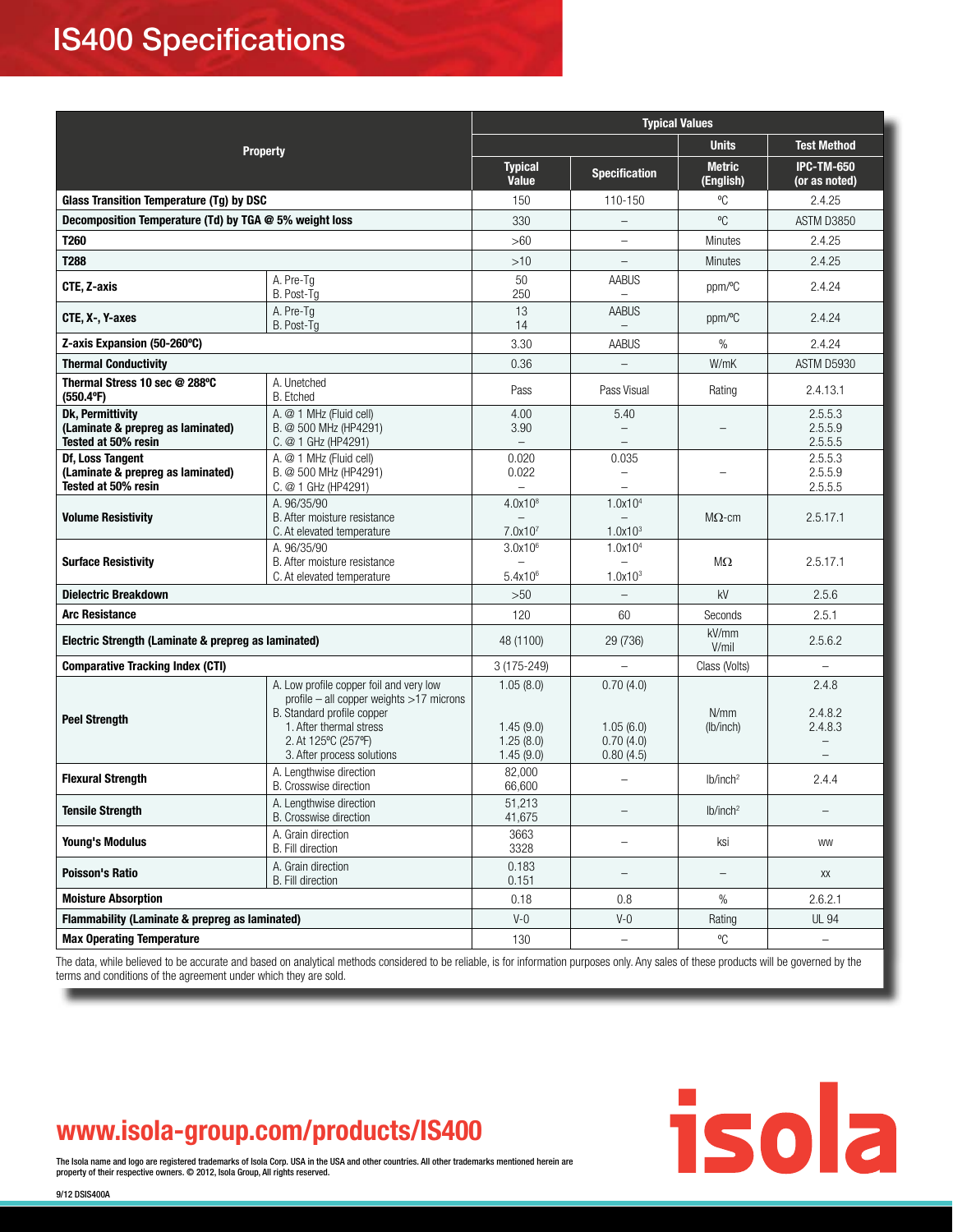# IS400 Specifications

| Property | | Typical Values | | Units | Test Method |
|---|---|---|---|---|---|
| | | Typical Value | Specification | Metric (English) | IPC-TM-650 (or as noted) |
| Glass Transition Temperature (Tg) by DSC | | 150 | 110-150 | °C | 2.4.25 |
| Decomposition Temperature (Td) by TGA @ 5% weight loss | | 330 | – | °C | ASTM D3850 |
| T260 | | >60 | – | Minutes | 2.4.25 |
| T288 | | >10 | – | Minutes | 2.4.25 |
| CTE, Z-axis | A. Pre-Tg<br>B. Post-Tg | 50<br>250 | AABUS<br>– | ppm/°C | 2.4.24 |
| CTE, X-, Y-axes | A. Pre-Tg<br>B. Post-Tg | 13<br>14 | AABUS<br>– | ppm/°C | 2.4.24 |
| Z-axis Expansion (50-260°C) | | 3.30 | AABUS | % | 2.4.24 |
| Thermal Conductivity | | 0.36 | – | W/mK | ASTM D5930 |
| Thermal Stress 10 sec @ 288°C (550.4°F) | A. Unetched<br>B. Etched | Pass | Pass Visual | Rating | 2.4.13.1 |
| Dk, Permittivity (Laminate & prepreg as laminated) Tested at 50% resin | A. @ 1 MHz (Fluid cell)<br>B. @ 500 MHz (HP4291)<br>C. @ 1 GHz (HP4291) | 4.00<br>3.90<br>– | 5.40<br>–<br>– | – | 2.5.5.3<br>2.5.5.9<br>2.5.5.5 |
| Df, Loss Tangent (Laminate & prepreg as laminated) Tested at 50% resin | A. @ 1 MHz (Fluid cell)<br>B. @ 500 MHz (HP4291)<br>C. @ 1 GHz (HP4291) | 0.020<br>0.022<br>– | 0.035<br>–<br>– | – | 2.5.5.3<br>2.5.5.9<br>2.5.5.5 |
| Volume Resistivity | A. 96/35/90<br>B. After moisture resistance<br>C. At elevated temperature | $4.0x10^8$<br>–<br>$7.0x10^7$ | $1.0x10^4$<br>–<br>$1.0x10^3$ | MΩ-cm | 2.5.17.1 |
| Surface Resistivity | A. 96/35/90<br>B. After moisture resistance<br>C. At elevated temperature | $3.0x10^6$<br>–<br>$5.4x10^6$ | $1.0x10^4$<br>–<br>$1.0x10^3$ | MΩ | 2.5.17.1 |
| Dielectric Breakdown | | >50 | – | kV | 2.5.6 |
| Arc Resistance | | 120 | 60 | Seconds | 2.5.1 |
| Electric Strength (Laminate & prepreg as laminated) | | 48 (1100) | 29 (736) | kV/mm<br>V/mil | 2.5.6.2 |
| Comparative Tracking Index (CTI) | | 3 (175-249) | – | Class (Volts) | – |
| Peel Strength | A. Low profile copper foil and very low profile – all copper weights >17 microns<br>B. Standard profile copper<br>1. After thermal stress<br>2. At 125°C (257°F)<br>3. After process solutions | 1.05 (8.0)<br><br><br>1.45 (9.0)<br>1.25 (8.0)<br>1.45 (9.0) | 0.70 (4.0)<br><br><br>1.05 (6.0)<br>0.70 (4.0)<br>0.80 (4.5) | N/mm<br>(lb/inch) | 2.4.8<br><br>2.4.8.2<br>2.4.8.3<br>–<br>– |
| Flexural Strength | A. Lengthwise direction<br>B. Crosswise direction | 82,000<br>66,600 | – | $lb/inch^2$ | 2.4.4 |
| Tensile Strength | A. Lengthwise direction<br>B. Crosswise direction | 51,213<br>41,675 | – | $lb/inch^2$ | – |
| Young's Modulus | A. Grain direction<br>B. Fill direction | 3663<br>3328 | – | ksi | ww |
| Poisson's Ratio | A. Grain direction<br>B. Fill direction | 0.183<br>0.151 | – | – | xx |
| Moisture Absorption | | 0.18 | 0.8 | % | 2.6.2.1 |
| Flammability (Laminate & prepreg as laminated) | | V-0 | V-0 | Rating | UL 94 |
| Max Operating Temperature | | 130 | – | °C | – |

The data, while believed to be accurate and based on analytical methods considered to be reliable, is for information purposes only. Any sales of these products will be governed by the terms and conditions of the agreement under which they are sold.

**www.isola-group.com/products/IS400**

isola

The Isola name and logo are registered trademarks of Isola Corp. USA in the USA and other countries. All other trademarks mentioned herein are property of their respective owners. © 2012, Isola Group, All rights reserved.

9/12 DSIS400A